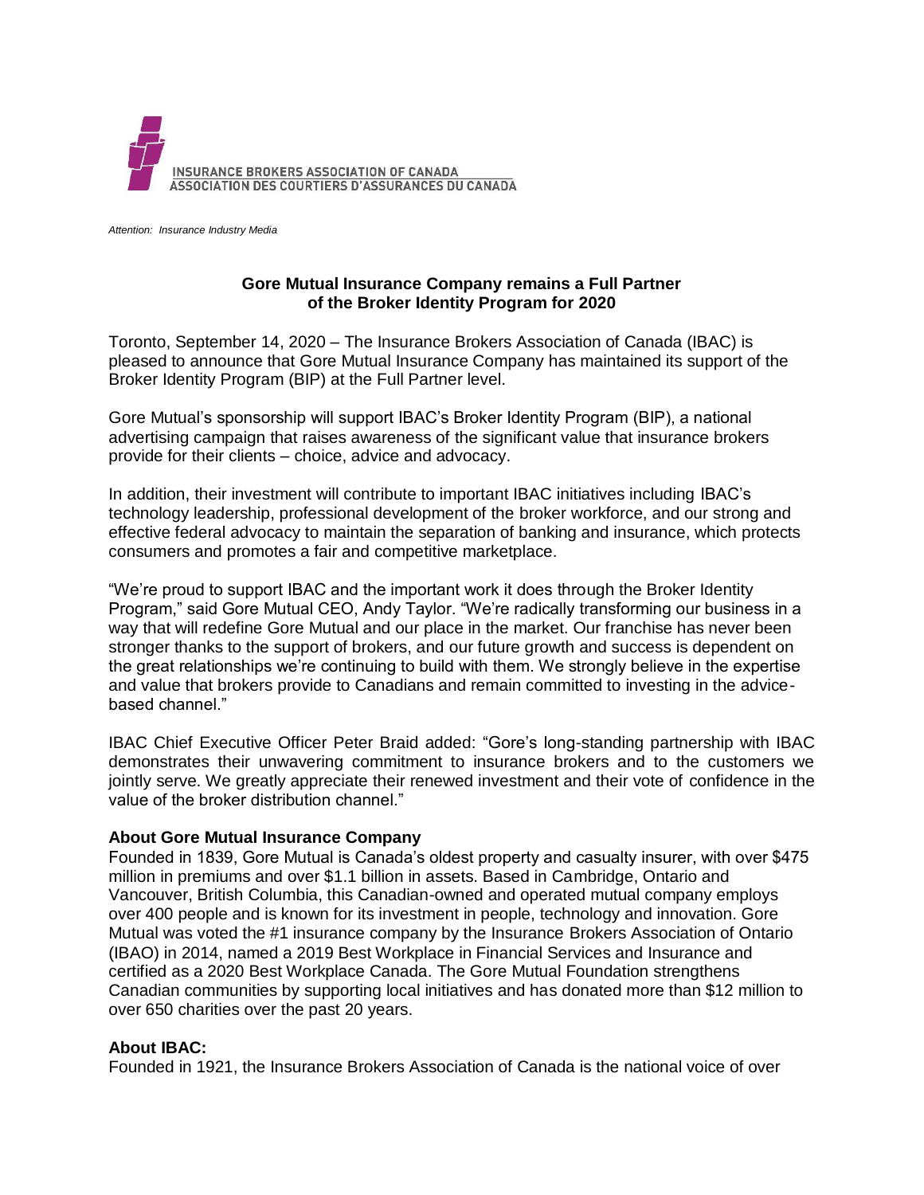INSURANCE BROKERS ASSOCIATION OF CANADA
ASSOCIATION DES COURTIERS D'ASSURANCES DU CANADA

*Attention: Insurance Industry Media*

**Gore Mutual Insurance Company remains a Full Partner of the Broker Identity Program for 2020**

Toronto, September 14, 2020 – The Insurance Brokers Association of Canada (IBAC) is pleased to announce that Gore Mutual Insurance Company has maintained its support of the Broker Identity Program (BIP) at the Full Partner level.

Gore Mutual's sponsorship will support IBAC's Broker Identity Program (BIP), a national advertising campaign that raises awareness of the significant value that insurance brokers provide for their clients – choice, advice and advocacy.

In addition, their investment will contribute to important IBAC initiatives including IBAC's technology leadership, professional development of the broker workforce, and our strong and effective federal advocacy to maintain the separation of banking and insurance, which protects consumers and promotes a fair and competitive marketplace.

"We're proud to support IBAC and the important work it does through the Broker Identity Program," said Gore Mutual CEO, Andy Taylor. "We're radically transforming our business in a way that will redefine Gore Mutual and our place in the market. Our franchise has never been stronger thanks to the support of brokers, and our future growth and success is dependent on the great relationships we're continuing to build with them. We strongly believe in the expertise and value that brokers provide to Canadians and remain committed to investing in the advice-based channel."

IBAC Chief Executive Officer Peter Braid added: "Gore's long-standing partnership with IBAC demonstrates their unwavering commitment to insurance brokers and to the customers we jointly serve. We greatly appreciate their renewed investment and their vote of confidence in the value of the broker distribution channel."

**About Gore Mutual Insurance Company**

Founded in 1839, Gore Mutual is Canada's oldest property and casualty insurer, with over $475 million in premiums and over $1.1 billion in assets. Based in Cambridge, Ontario and Vancouver, British Columbia, this Canadian-owned and operated mutual company employs over 400 people and is known for its investment in people, technology and innovation. Gore Mutual was voted the #1 insurance company by the Insurance Brokers Association of Ontario (IBAO) in 2014, named a 2019 Best Workplace in Financial Services and Insurance and certified as a 2020 Best Workplace Canada. The Gore Mutual Foundation strengthens Canadian communities by supporting local initiatives and has donated more than $12 million to over 650 charities over the past 20 years.

**About IBAC:**

Founded in 1921, the Insurance Brokers Association of Canada is the national voice of over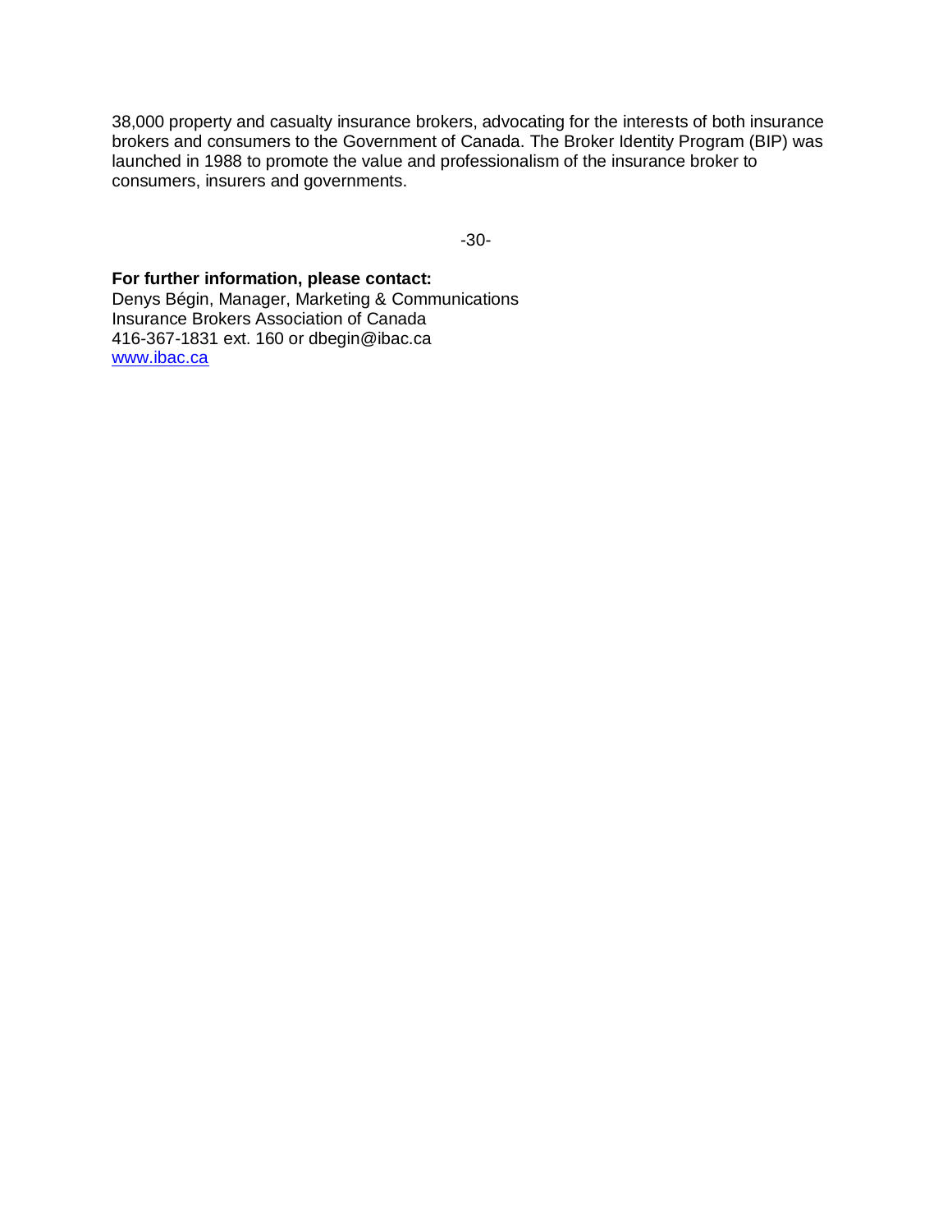38,000 property and casualty insurance brokers, advocating for the interests of both insurance brokers and consumers to the Government of Canada. The Broker Identity Program (BIP) was launched in 1988 to promote the value and professionalism of the insurance broker to consumers, insurers and governments.

-30-

**For further information, please contact:**  
Denys Bégin, Manager, Marketing & Communications  
Insurance Brokers Association of Canada  
416-367-1831 ext. 160 or dbegin@ibac.ca  
www.ibac.ca